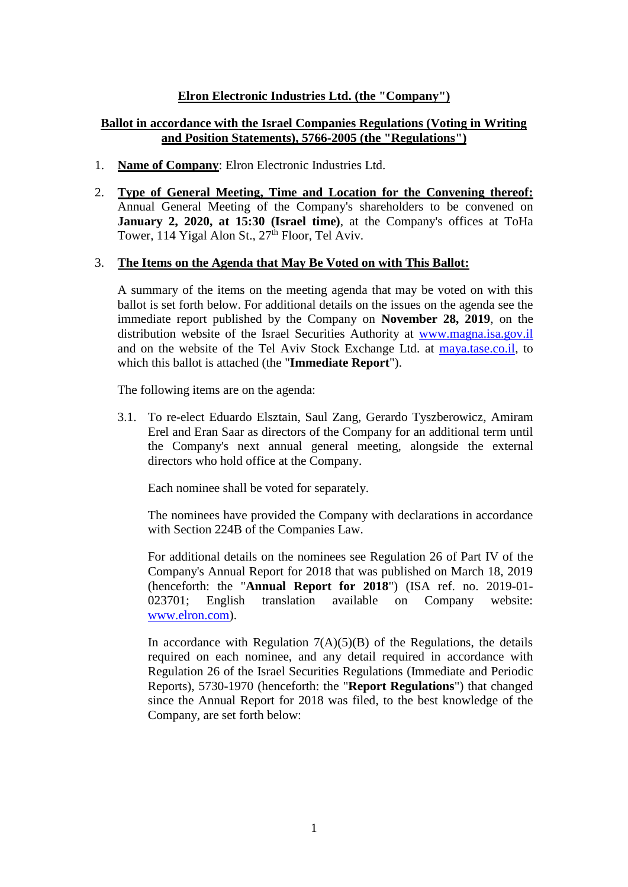# Elron Electronic Industries Ltd. (the "Company")

## Ballot in accordance with the Israel Companies Regulations (Voting in Writing and Position Statements), 5766-2005 (the "Regulations")

1. **Name of Company**: Elron Electronic Industries Ltd.

2. **Type of General Meeting, Time and Location for the Convening thereof:** Annual General Meeting of the Company's shareholders to be convened on **January 2, 2020, at 15:30 (Israel time)**, at the Company's offices at ToHa Tower, 114 Yigal Alon St., 27th Floor, Tel Aviv.

3. **The Items on the Agenda that May Be Voted on with This Ballot:**

   A summary of the items on the meeting agenda that may be voted on with this ballot is set forth below. For additional details on the issues on the agenda see the immediate report published by the Company on **November 28, 2019**, on the distribution website of the Israel Securities Authority at www.magna.isa.gov.il and on the website of the Tel Aviv Stock Exchange Ltd. at maya.tase.co.il, to which this ballot is attached (the "**Immediate Report**").

   The following items are on the agenda:

   3.1. To re-elect Eduardo Elsztain, Saul Zang, Gerardo Tyszberowicz, Amiram Erel and Eran Saar as directors of the Company for an additional term until the Company's next annual general meeting, alongside the external directors who hold office at the Company.

   Each nominee shall be voted for separately.

   The nominees have provided the Company with declarations in accordance with Section 224B of the Companies Law.

   For additional details on the nominees see Regulation 26 of Part IV of the Company's Annual Report for 2018 that was published on March 18, 2019 (henceforth: the "**Annual Report for 2018**") (ISA ref. no. 2019-01-023701; English translation available on Company website: www.elron.com).

   In accordance with Regulation 7(A)(5)(B) of the Regulations, the details required on each nominee, and any detail required in accordance with Regulation 26 of the Israel Securities Regulations (Immediate and Periodic Reports), 5730-1970 (henceforth: the "**Report Regulations**") that changed since the Annual Report for 2018 was filed, to the best knowledge of the Company, are set forth below: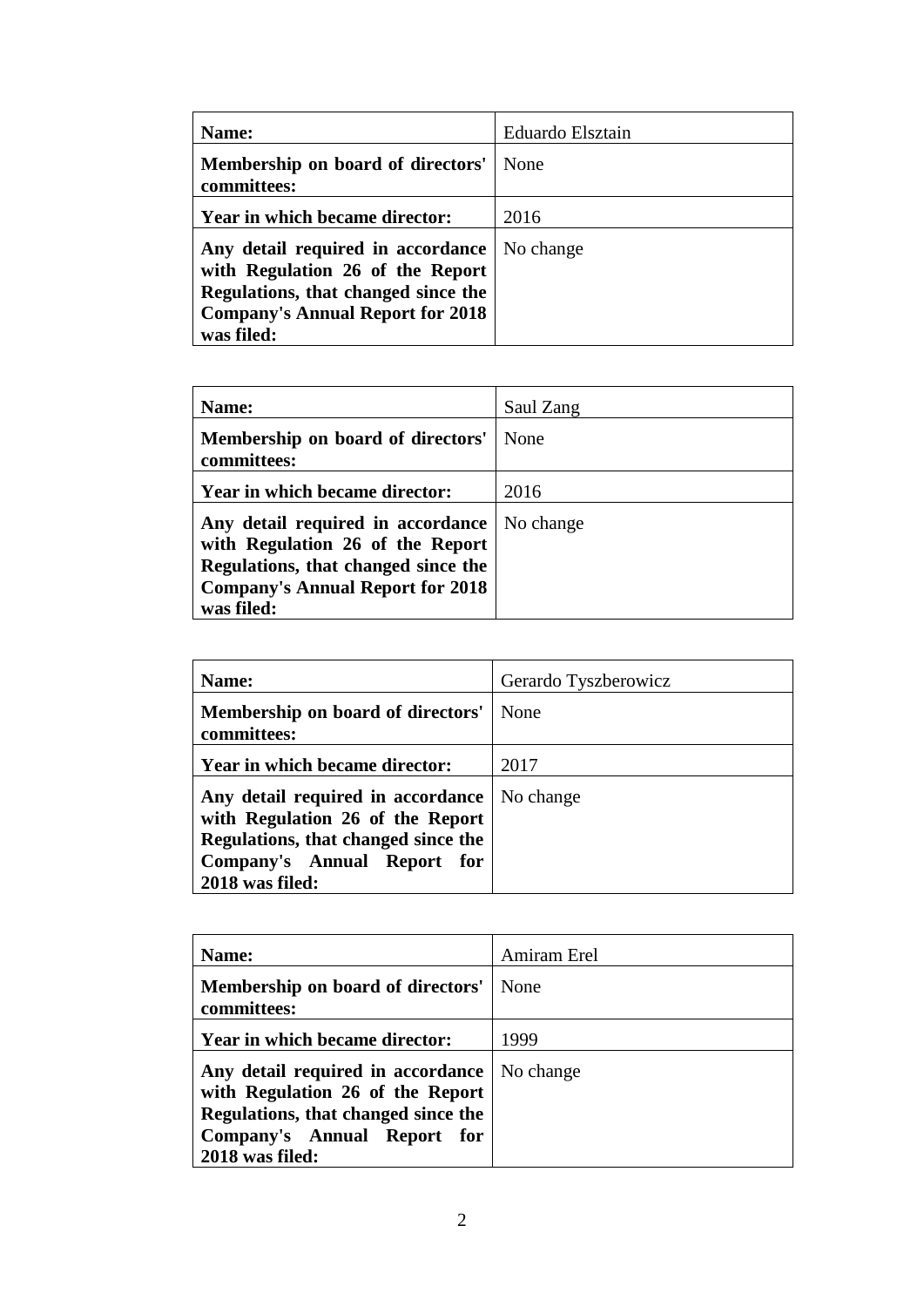| **Name:** | Eduardo Elsztain |
|---|---|
| **Membership on board of directors' committees:** | None |
| **Year in which became director:** | 2016 |
| **Any detail required in accordance with Regulation 26 of the Report Regulations, that changed since the Company's Annual Report for 2018 was filed:** | No change |

| **Name:** | Saul Zang |
|---|---|
| **Membership on board of directors' committees:** | None |
| **Year in which became director:** | 2016 |
| **Any detail required in accordance with Regulation 26 of the Report Regulations, that changed since the Company's Annual Report for 2018 was filed:** | No change |

| **Name:** | Gerardo Tyszberowicz |
|---|---|
| **Membership on board of directors' committees:** | None |
| **Year in which became director:** | 2017 |
| **Any detail required in accordance with Regulation 26 of the Report Regulations, that changed since the Company's Annual Report for 2018 was filed:** | No change |

| **Name:** | Amiram Erel |
|---|---|
| **Membership on board of directors' committees:** | None |
| **Year in which became director:** | 1999 |
| **Any detail required in accordance with Regulation 26 of the Report Regulations, that changed since the Company's Annual Report for 2018 was filed:** | No change |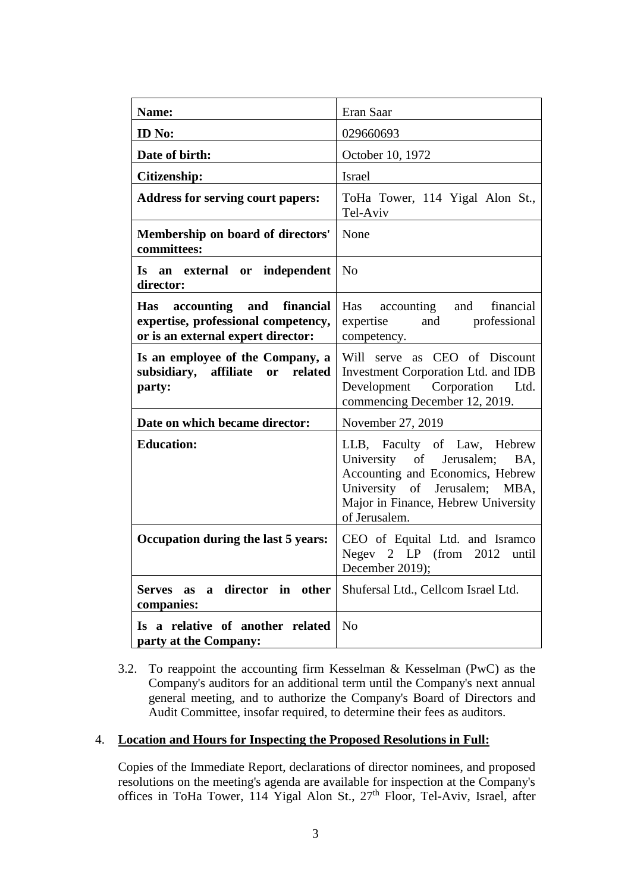| **Name:** | Eran Saar |
|---|---|
| **ID No:** | 029660693 |
| **Date of birth:** | October 10, 1972 |
| **Citizenship:** | Israel |
| **Address for serving court papers:** | ToHa Tower, 114 Yigal Alon St., Tel-Aviv |
| **Membership on board of directors' committees:** | None |
| **Is an external or independent director:** | No |
| **Has accounting and financial expertise, professional competency, or is an external expert director:** | Has accounting and financial expertise and professional competency. |
| **Is an employee of the Company, a subsidiary, affiliate or related party:** | Will serve as CEO of Discount Investment Corporation Ltd. and IDB Development Corporation Ltd. commencing December 12, 2019. |
| **Date on which became director:** | November 27, 2019 |
| **Education:** | LLB, Faculty of Law, Hebrew University of Jerusalem; BA, Accounting and Economics, Hebrew University of Jerusalem; MBA, Major in Finance, Hebrew University of Jerusalem. |
| **Occupation during the last 5 years:** | CEO of Equital Ltd. and Isramco Negev 2 LP (from 2012 until December 2019); |
| **Serves as a director in other companies:** | Shufersal Ltd., Cellcom Israel Ltd. |
| **Is a relative of another related party at the Company:** | No |

3.2. To reappoint the accounting firm Kesselman & Kesselman (PwC) as the Company's auditors for an additional term until the Company's next annual general meeting, and to authorize the Company's Board of Directors and Audit Committee, insofar required, to determine their fees as auditors.

4. **Location and Hours for Inspecting the Proposed Resolutions in Full:**

Copies of the Immediate Report, declarations of director nominees, and proposed resolutions on the meeting's agenda are available for inspection at the Company's offices in ToHa Tower, 114 Yigal Alon St., 27th Floor, Tel-Aviv, Israel, after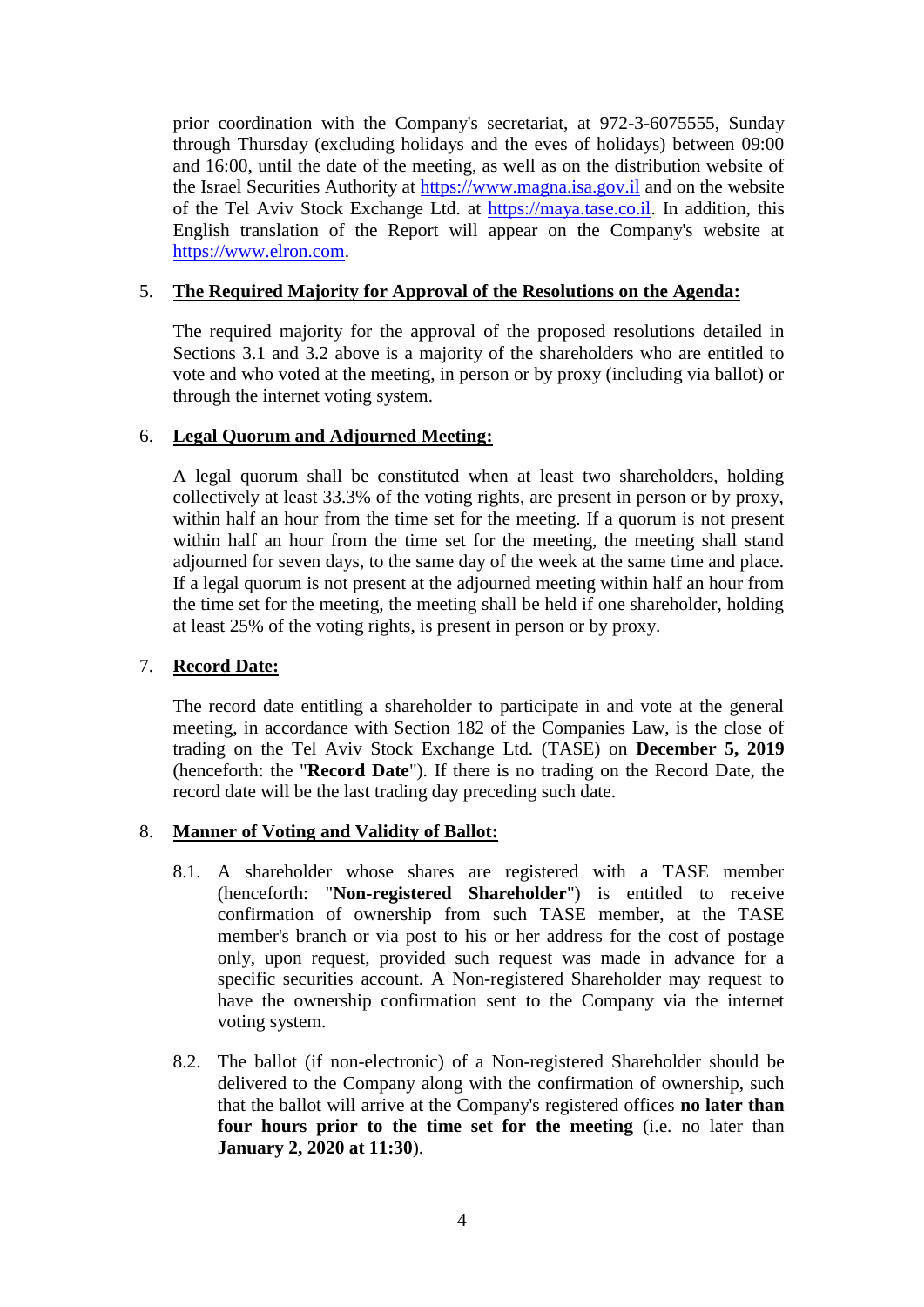prior coordination with the Company's secretariat, at 972-3-6075555, Sunday through Thursday (excluding holidays and the eves of holidays) between 09:00 and 16:00, until the date of the meeting, as well as on the distribution website of the Israel Securities Authority at https://www.magna.isa.gov.il and on the website of the Tel Aviv Stock Exchange Ltd. at https://maya.tase.co.il. In addition, this English translation of the Report will appear on the Company's website at https://www.elron.com.

5. **The Required Majority for Approval of the Resolutions on the Agenda:**

   The required majority for the approval of the proposed resolutions detailed in Sections 3.1 and 3.2 above is a majority of the shareholders who are entitled to vote and who voted at the meeting, in person or by proxy (including via ballot) or through the internet voting system.

6. **Legal Quorum and Adjourned Meeting:**

   A legal quorum shall be constituted when at least two shareholders, holding collectively at least 33.3% of the voting rights, are present in person or by proxy, within half an hour from the time set for the meeting. If a quorum is not present within half an hour from the time set for the meeting, the meeting shall stand adjourned for seven days, to the same day of the week at the same time and place. If a legal quorum is not present at the adjourned meeting within half an hour from the time set for the meeting, the meeting shall be held if one shareholder, holding at least 25% of the voting rights, is present in person or by proxy.

7. **Record Date:**

   The record date entitling a shareholder to participate in and vote at the general meeting, in accordance with Section 182 of the Companies Law, is the close of trading on the Tel Aviv Stock Exchange Ltd. (TASE) on **December 5, 2019** (henceforth: the "**Record Date**"). If there is no trading on the Record Date, the record date will be the last trading day preceding such date.

8. **Manner of Voting and Validity of Ballot:**

   8.1. A shareholder whose shares are registered with a TASE member (henceforth: "**Non-registered Shareholder**") is entitled to receive confirmation of ownership from such TASE member, at the TASE member's branch or via post to his or her address for the cost of postage only, upon request, provided such request was made in advance for a specific securities account. A Non-registered Shareholder may request to have the ownership confirmation sent to the Company via the internet voting system.

   8.2. The ballot (if non-electronic) of a Non-registered Shareholder should be delivered to the Company along with the confirmation of ownership, such that the ballot will arrive at the Company's registered offices **no later than four hours prior to the time set for the meeting** (i.e. no later than **January 2, 2020 at 11:30**).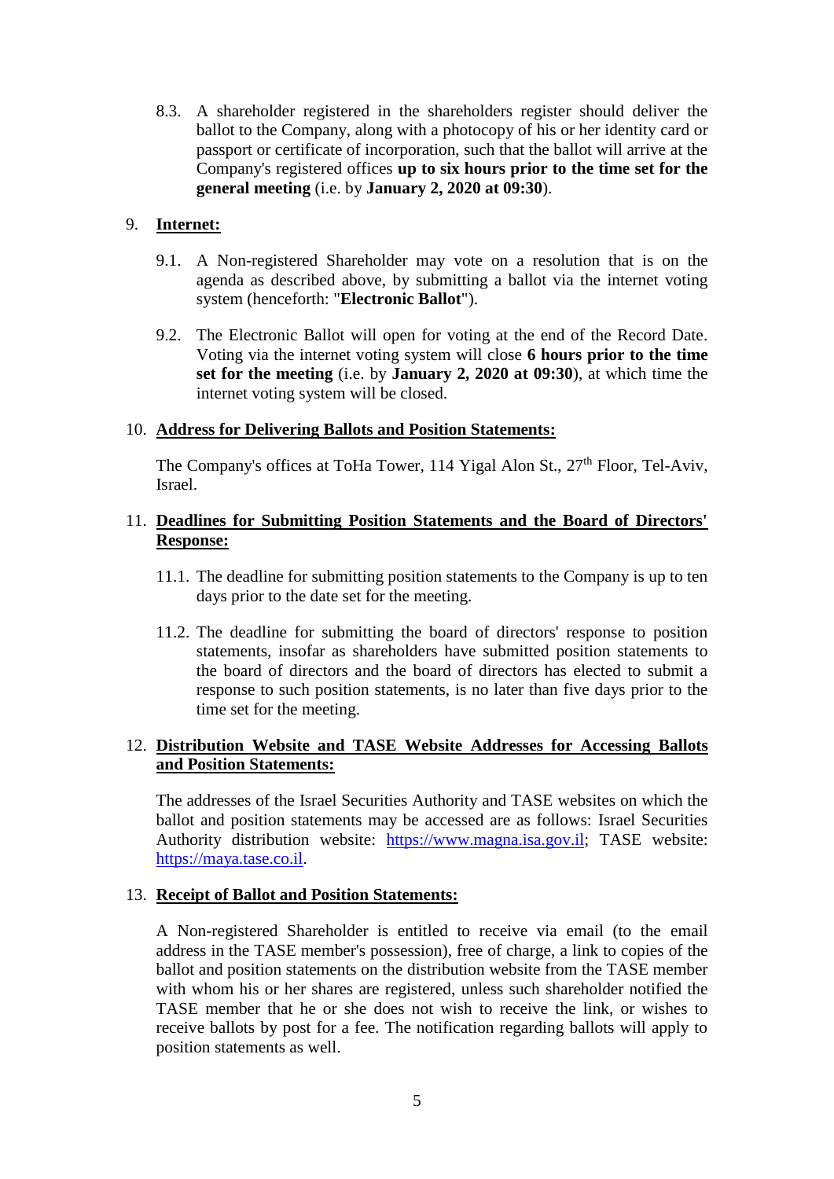8.3. A shareholder registered in the shareholders register should deliver the ballot to the Company, along with a photocopy of his or her identity card or passport or certificate of incorporation, such that the ballot will arrive at the Company's registered offices **up to six hours prior to the time set for the general meeting** (i.e. by **January 2, 2020 at 09:30**).

9. **Internet:**

9.1. A Non-registered Shareholder may vote on a resolution that is on the agenda as described above, by submitting a ballot via the internet voting system (henceforth: "**Electronic Ballot**").

9.2. The Electronic Ballot will open for voting at the end of the Record Date. Voting via the internet voting system will close **6 hours prior to the time set for the meeting** (i.e. by **January 2, 2020 at 09:30**), at which time the internet voting system will be closed.

10. **Address for Delivering Ballots and Position Statements:**

The Company's offices at ToHa Tower, 114 Yigal Alon St., 27th Floor, Tel-Aviv, Israel.

11. **Deadlines for Submitting Position Statements and the Board of Directors' Response:**

11.1. The deadline for submitting position statements to the Company is up to ten days prior to the date set for the meeting.

11.2. The deadline for submitting the board of directors' response to position statements, insofar as shareholders have submitted position statements to the board of directors and the board of directors has elected to submit a response to such position statements, is no later than five days prior to the time set for the meeting.

12. **Distribution Website and TASE Website Addresses for Accessing Ballots and Position Statements:**

The addresses of the Israel Securities Authority and TASE websites on which the ballot and position statements may be accessed are as follows: Israel Securities Authority distribution website: https://www.magna.isa.gov.il; TASE website: https://maya.tase.co.il.

13. **Receipt of Ballot and Position Statements:**

A Non-registered Shareholder is entitled to receive via email (to the email address in the TASE member's possession), free of charge, a link to copies of the ballot and position statements on the distribution website from the TASE member with whom his or her shares are registered, unless such shareholder notified the TASE member that he or she does not wish to receive the link, or wishes to receive ballots by post for a fee. The notification regarding ballots will apply to position statements as well.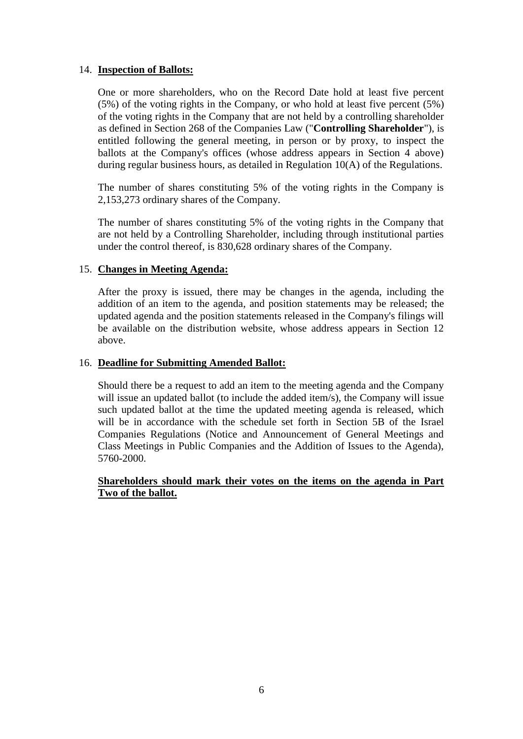14. **Inspection of Ballots:**

    One or more shareholders, who on the Record Date hold at least five percent (5%) of the voting rights in the Company, or who hold at least five percent (5%) of the voting rights in the Company that are not held by a controlling shareholder as defined in Section 268 of the Companies Law ("**Controlling Shareholder**"), is entitled following the general meeting, in person or by proxy, to inspect the ballots at the Company's offices (whose address appears in Section 4 above) during regular business hours, as detailed in Regulation 10(A) of the Regulations.

    The number of shares constituting 5% of the voting rights in the Company is 2,153,273 ordinary shares of the Company.

    The number of shares constituting 5% of the voting rights in the Company that are not held by a Controlling Shareholder, including through institutional parties under the control thereof, is 830,628 ordinary shares of the Company.

15. **Changes in Meeting Agenda:**

    After the proxy is issued, there may be changes in the agenda, including the addition of an item to the agenda, and position statements may be released; the updated agenda and the position statements released in the Company's filings will be available on the distribution website, whose address appears in Section 12 above.

16. **Deadline for Submitting Amended Ballot:**

    Should there be a request to add an item to the meeting agenda and the Company will issue an updated ballot (to include the added item/s), the Company will issue such updated ballot at the time the updated meeting agenda is released, which will be in accordance with the schedule set forth in Section 5B of the Israel Companies Regulations (Notice and Announcement of General Meetings and Class Meetings in Public Companies and the Addition of Issues to the Agenda), 5760-2000.

    **Shareholders should mark their votes on the items on the agenda in Part Two of the ballot.**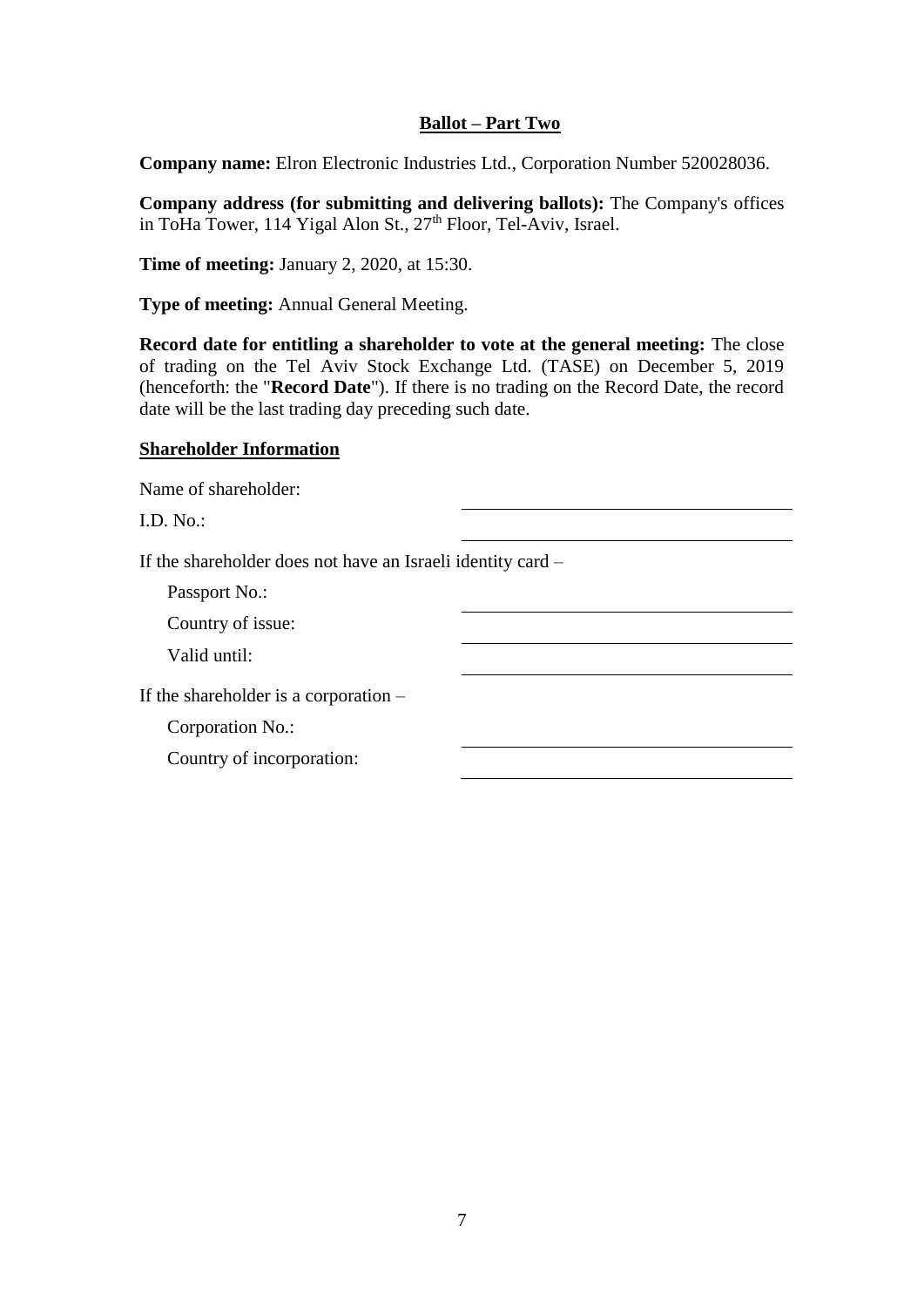## Ballot – Part Two

**Company name:** Elron Electronic Industries Ltd., Corporation Number 520028036.

**Company address (for submitting and delivering ballots):** The Company's offices in ToHa Tower, 114 Yigal Alon St., 27th Floor, Tel-Aviv, Israel.

**Time of meeting:** January 2, 2020, at 15:30.

**Type of meeting:** Annual General Meeting.

**Record date for entitling a shareholder to vote at the general meeting:** The close of trading on the Tel Aviv Stock Exchange Ltd. (TASE) on December 5, 2019 (henceforth: the "**Record Date**"). If there is no trading on the Record Date, the record date will be the last trading day preceding such date.

**Shareholder Information**

Name of shareholder: ____________________

I.D. No.: ____________________

If the shareholder does not have an Israeli identity card –

Passport No.: ____________________

Country of issue: ____________________

Valid until: ____________________

If the shareholder is a corporation –

Corporation No.: ____________________

Country of incorporation: ____________________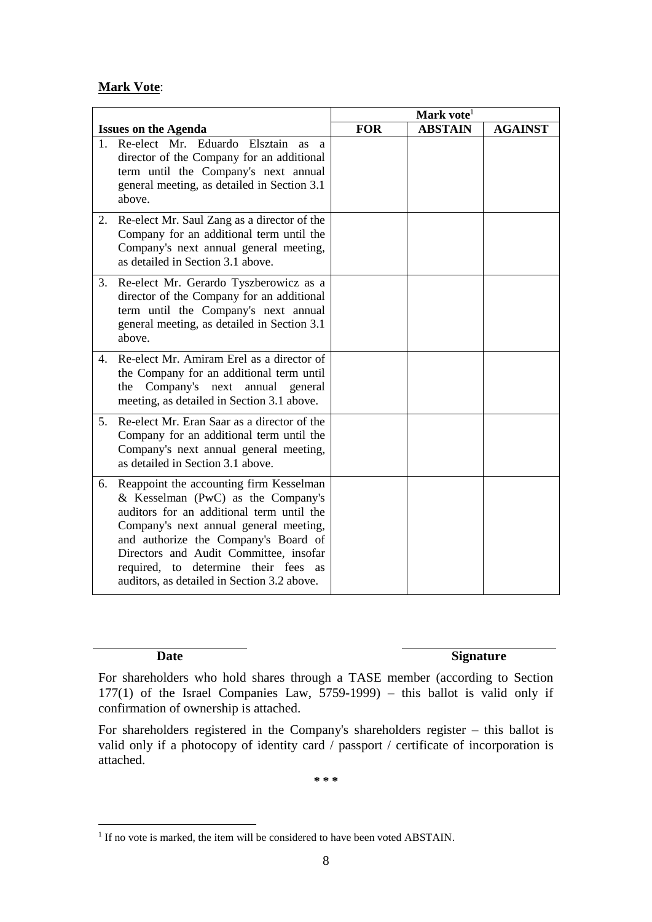**Mark Vote**:

| Issues on the Agenda | Mark vote[1] | | |
|---|---|---|---|
| | **FOR** | **ABSTAIN** | **AGAINST** |
| 1. Re-elect Mr. Eduardo Elsztain as a director of the Company for an additional term until the Company's next annual general meeting, as detailed in Section 3.1 above. | | | |
| 2. Re-elect Mr. Saul Zang as a director of the Company for an additional term until the Company's next annual general meeting, as detailed in Section 3.1 above. | | | |
| 3. Re-elect Mr. Gerardo Tyszberowicz as a director of the Company for an additional term until the Company's next annual general meeting, as detailed in Section 3.1 above. | | | |
| 4. Re-elect Mr. Amiram Erel as a director of the Company for an additional term until the Company's next annual general meeting, as detailed in Section 3.1 above. | | | |
| 5. Re-elect Mr. Eran Saar as a director of the Company for an additional term until the Company's next annual general meeting, as detailed in Section 3.1 above. | | | |
| 6. Reappoint the accounting firm Kesselman & Kesselman (PwC) as the Company's auditors for an additional term until the Company's next annual general meeting, and authorize the Company's Board of Directors and Audit Committee, insofar required, to determine their fees as auditors, as detailed in Section 3.2 above. | | | |

**Date** **Signature**

For shareholders who hold shares through a TASE member (according to Section 177(1) of the Israel Companies Law, 5759-1999) – this ballot is valid only if confirmation of ownership is attached.

For shareholders registered in the Company's shareholders register – this ballot is valid only if a photocopy of identity card / passport / certificate of incorporation is attached.

\* \* \*

[1] If no vote is marked, the item will be considered to have been voted ABSTAIN.